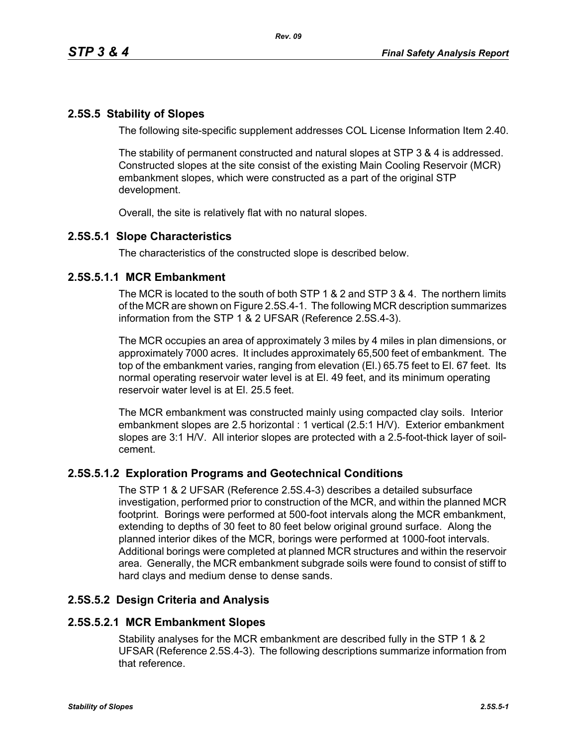## 2.5S.5 Stability of Slopes

The following site-specific supplement addresses COL License Information Item 2.40.

The stability of permanent constructed and natural slopes at STP 3 & 4 is addressed. Constructed slopes at the site consist of the existing Main Cooling Reservoir (MCR) embankment slopes, which were constructed as a part of the original STP development.

Overall, the site is relatively flat with no natural slopes.

## 2.5S.5.1 Slope Characteristics

The characteristics of the constructed slope is described below.

### 2.5S.5.1.1 MCR Embankment

The MCR is located to the south of both STP 1 & 2 and STP 3 & 4. The northern limits of the MCR are shown on Figure 2.5S.4-1. The following MCR description summarizes information from the STP 1 & 2 UFSAR (Reference 2.5S.4-3).

The MCR occupies an area of approximately 3 miles by 4 miles in plan dimensions, or approximately 7000 acres. It includes approximately 65,500 feet of embankment. The top of the embankment varies, ranging from elevation (El.) 65.75 feet to El. 67 feet. Its normal operating reservoir water level is at El. 49 feet, and its minimum operating reservoir water level is at El. 25.5 feet.

The MCR embankment was constructed mainly using compacted clay soils. Interior embankment slopes are 2.5 horizontal : 1 vertical (2.5:1 H/V). Exterior embankment slopes are 3:1 H/V. All interior slopes are protected with a 2.5-foot-thick layer of soil-cement.

### 2.5S.5.1.2 Exploration Programs and Geotechnical Conditions

The STP 1 & 2 UFSAR (Reference 2.5S.4-3) describes a detailed subsurface investigation, performed prior to construction of the MCR, and within the planned MCR footprint. Borings were performed at 500-foot intervals along the MCR embankment, extending to depths of 30 feet to 80 feet below original ground surface. Along the planned interior dikes of the MCR, borings were performed at 1000-foot intervals. Additional borings were completed at planned MCR structures and within the reservoir area. Generally, the MCR embankment subgrade soils were found to consist of stiff to hard clays and medium dense to dense sands.

## 2.5S.5.2 Design Criteria and Analysis

### 2.5S.5.2.1 MCR Embankment Slopes

Stability analyses for the MCR embankment are described fully in the STP 1 & 2 UFSAR (Reference 2.5S.4-3). The following descriptions summarize information from that reference.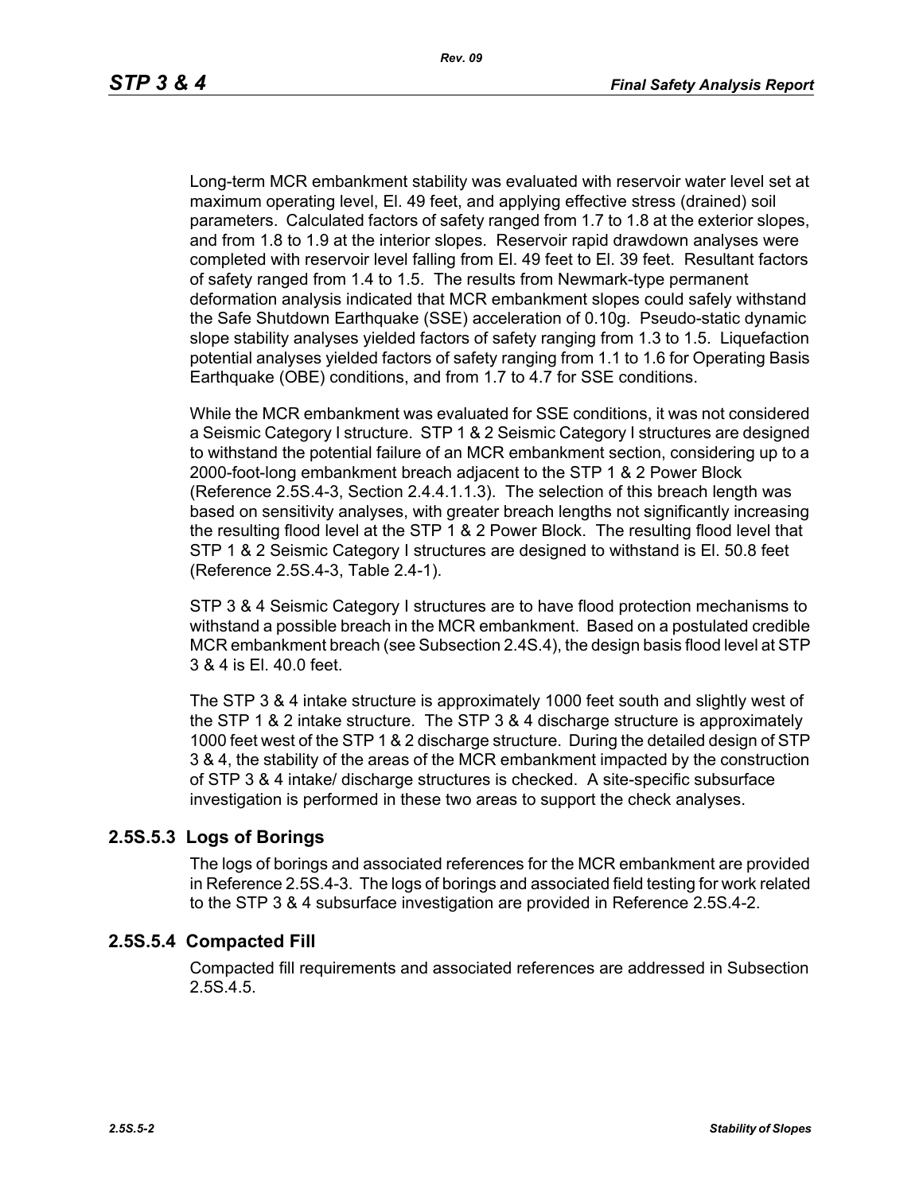Long-term MCR embankment stability was evaluated with reservoir water level set at maximum operating level, El. 49 feet, and applying effective stress (drained) soil parameters. Calculated factors of safety ranged from 1.7 to 1.8 at the exterior slopes, and from 1.8 to 1.9 at the interior slopes. Reservoir rapid drawdown analyses were completed with reservoir level falling from El. 49 feet to El. 39 feet. Resultant factors of safety ranged from 1.4 to 1.5. The results from Newmark-type permanent deformation analysis indicated that MCR embankment slopes could safely withstand the Safe Shutdown Earthquake (SSE) acceleration of 0.10g. Pseudo-static dynamic slope stability analyses yielded factors of safety ranging from 1.3 to 1.5. Liquefaction potential analyses yielded factors of safety ranging from 1.1 to 1.6 for Operating Basis Earthquake (OBE) conditions, and from 1.7 to 4.7 for SSE conditions.

While the MCR embankment was evaluated for SSE conditions, it was not considered a Seismic Category I structure. STP 1 & 2 Seismic Category I structures are designed to withstand the potential failure of an MCR embankment section, considering up to a 2000-foot-long embankment breach adjacent to the STP 1 & 2 Power Block (Reference 2.5S.4-3, Section 2.4.4.1.1.3). The selection of this breach length was based on sensitivity analyses, with greater breach lengths not significantly increasing the resulting flood level at the STP 1 & 2 Power Block. The resulting flood level that STP 1 & 2 Seismic Category I structures are designed to withstand is El. 50.8 feet (Reference 2.5S.4-3, Table 2.4-1).

STP 3 & 4 Seismic Category I structures are to have flood protection mechanisms to withstand a possible breach in the MCR embankment. Based on a postulated credible MCR embankment breach (see Subsection 2.4S.4), the design basis flood level at STP 3 & 4 is El. 40.0 feet.

The STP 3 & 4 intake structure is approximately 1000 feet south and slightly west of the STP 1 & 2 intake structure. The STP 3 & 4 discharge structure is approximately 1000 feet west of the STP 1 & 2 discharge structure. During the detailed design of STP 3 & 4, the stability of the areas of the MCR embankment impacted by the construction of STP 3 & 4 intake/ discharge structures is checked. A site-specific subsurface investigation is performed in these two areas to support the check analyses.

## 2.5S.5.3 Logs of Borings

The logs of borings and associated references for the MCR embankment are provided in Reference 2.5S.4-3. The logs of borings and associated field testing for work related to the STP 3 & 4 subsurface investigation are provided in Reference 2.5S.4-2.

## 2.5S.5.4 Compacted Fill

Compacted fill requirements and associated references are addressed in Subsection 2.5S.4.5.